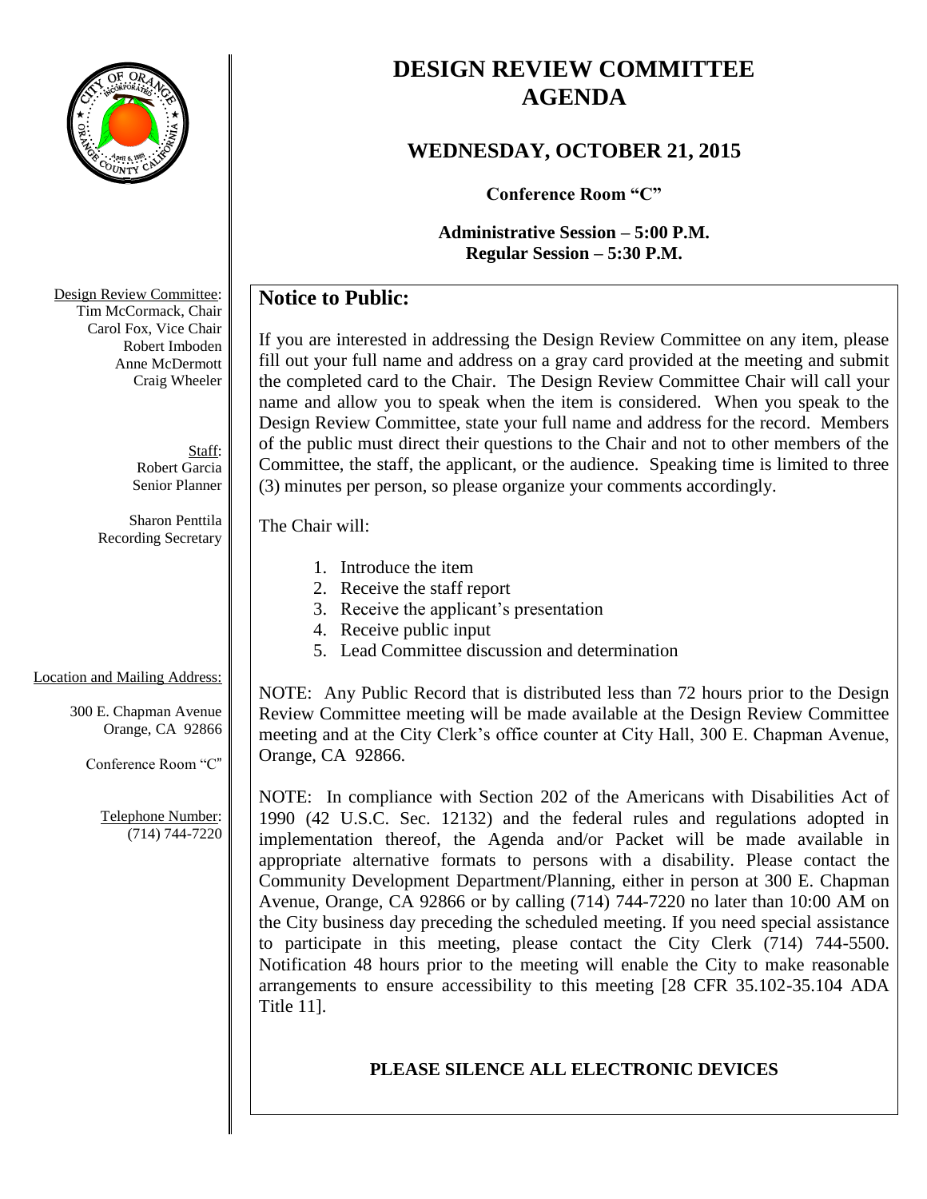# DESIGN REVIEW COMMITTEE AGENDA

## WEDNESDAY, OCTOBER 21, 2015

**Conference Room "C"**

**Administrative Session – 5:00 P.M.**
**Regular Session – 5:30 P.M.**

Design Review Committee:
Tim McCormack, Chair
Carol Fox, Vice Chair
Robert Imboden
Anne McDermott
Craig Wheeler

Staff:
Robert Garcia
Senior Planner

Sharon Penttila
Recording Secretary

Location and Mailing Address:

300 E. Chapman Avenue
Orange, CA 92866

Conference Room "C"

Telephone Number:
(714) 744-7220

## Notice to Public:

If you are interested in addressing the Design Review Committee on any item, please fill out your full name and address on a gray card provided at the meeting and submit the completed card to the Chair. The Design Review Committee Chair will call your name and allow you to speak when the item is considered. When you speak to the Design Review Committee, state your full name and address for the record. Members of the public must direct their questions to the Chair and not to other members of the Committee, the staff, the applicant, or the audience. Speaking time is limited to three (3) minutes per person, so please organize your comments accordingly.

The Chair will:

1. Introduce the item
2. Receive the staff report
3. Receive the applicant's presentation
4. Receive public input
5. Lead Committee discussion and determination

NOTE: Any Public Record that is distributed less than 72 hours prior to the Design Review Committee meeting will be made available at the Design Review Committee meeting and at the City Clerk's office counter at City Hall, 300 E. Chapman Avenue, Orange, CA 92866.

NOTE: In compliance with Section 202 of the Americans with Disabilities Act of 1990 (42 U.S.C. Sec. 12132) and the federal rules and regulations adopted in implementation thereof, the Agenda and/or Packet will be made available in appropriate alternative formats to persons with a disability. Please contact the Community Development Department/Planning, either in person at 300 E. Chapman Avenue, Orange, CA 92866 or by calling (714) 744-7220 no later than 10:00 AM on the City business day preceding the scheduled meeting. If you need special assistance to participate in this meeting, please contact the City Clerk (714) 744-5500. Notification 48 hours prior to the meeting will enable the City to make reasonable arrangements to ensure accessibility to this meeting [28 CFR 35.102-35.104 ADA Title 11].

**PLEASE SILENCE ALL ELECTRONIC DEVICES**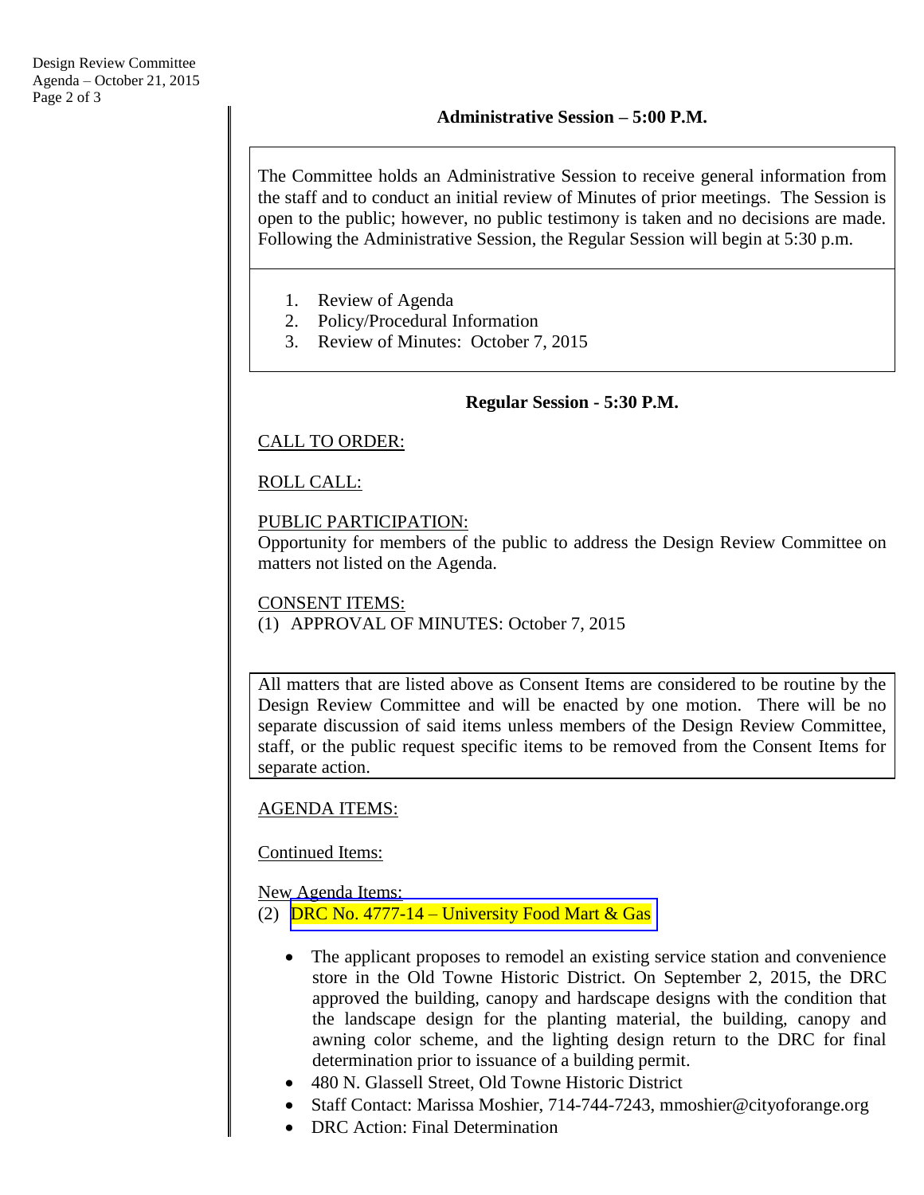## Administrative Session – 5:00 P.M.

The Committee holds an Administrative Session to receive general information from the staff and to conduct an initial review of Minutes of prior meetings. The Session is open to the public; however, no public testimony is taken and no decisions are made. Following the Administrative Session, the Regular Session will begin at 5:30 p.m.

1. Review of Agenda
2. Policy/Procedural Information
3. Review of Minutes: October 7, 2015

## Regular Session - 5:30 P.M.

CALL TO ORDER:

ROLL CALL:

PUBLIC PARTICIPATION:
Opportunity for members of the public to address the Design Review Committee on matters not listed on the Agenda.

CONSENT ITEMS:
(1) APPROVAL OF MINUTES: October 7, 2015

All matters that are listed above as Consent Items are considered to be routine by the Design Review Committee and will be enacted by one motion. There will be no separate discussion of said items unless members of the Design Review Committee, staff, or the public request specific items to be removed from the Consent Items for separate action.

AGENDA ITEMS:

Continued Items:

New Agenda Items:
(2) DRC No. 4777-14 – University Food Mart & Gas

- The applicant proposes to remodel an existing service station and convenience store in the Old Towne Historic District. On September 2, 2015, the DRC approved the building, canopy and hardscape designs with the condition that the landscape design for the planting material, the building, canopy and awning color scheme, and the lighting design return to the DRC for final determination prior to issuance of a building permit.
- 480 N. Glassell Street, Old Towne Historic District
- Staff Contact: Marissa Moshier, 714-744-7243, mmoshier@cityoforange.org
- DRC Action: Final Determination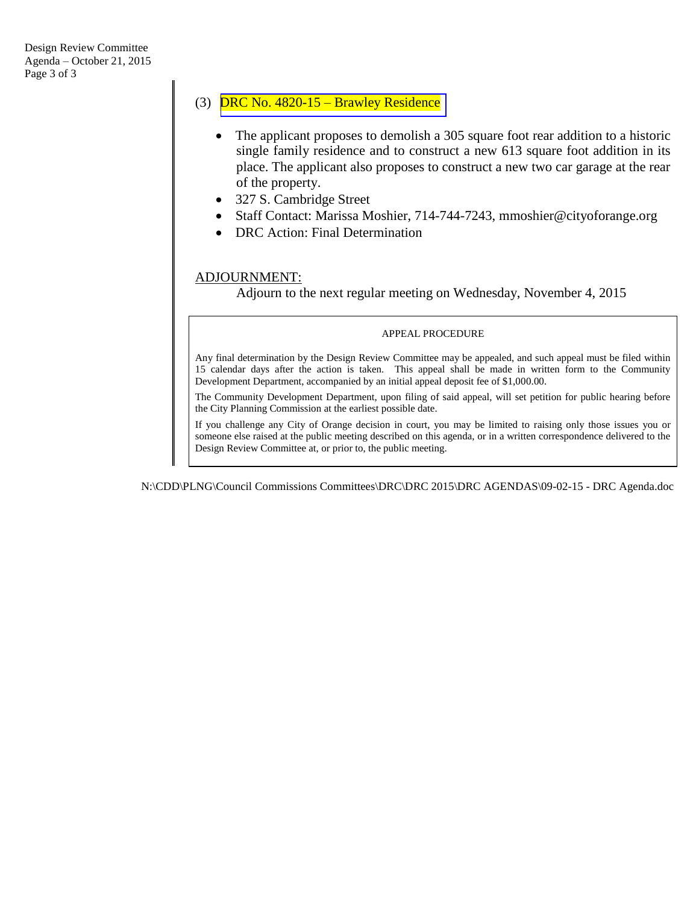(3) DRC No. 4820-15 – Brawley Residence

- The applicant proposes to demolish a 305 square foot rear addition to a historic single family residence and to construct a new 613 square foot addition in its place. The applicant also proposes to construct a new two car garage at the rear of the property.
- 327 S. Cambridge Street
- Staff Contact: Marissa Moshier, 714-744-7243, mmoshier@cityoforange.org
- DRC Action: Final Determination

ADJOURNMENT:

Adjourn to the next regular meeting on Wednesday, November 4, 2015

APPEAL PROCEDURE

Any final determination by the Design Review Committee may be appealed, and such appeal must be filed within 15 calendar days after the action is taken. This appeal shall be made in written form to the Community Development Department, accompanied by an initial appeal deposit fee of $1,000.00.

The Community Development Department, upon filing of said appeal, will set petition for public hearing before the City Planning Commission at the earliest possible date.

If you challenge any City of Orange decision in court, you may be limited to raising only those issues you or someone else raised at the public meeting described on this agenda, or in a written correspondence delivered to the Design Review Committee at, or prior to, the public meeting.

N:\CDD\PLNG\Council Commissions Committees\DRC\DRC 2015\DRC AGENDAS\09-02-15 - DRC Agenda.doc